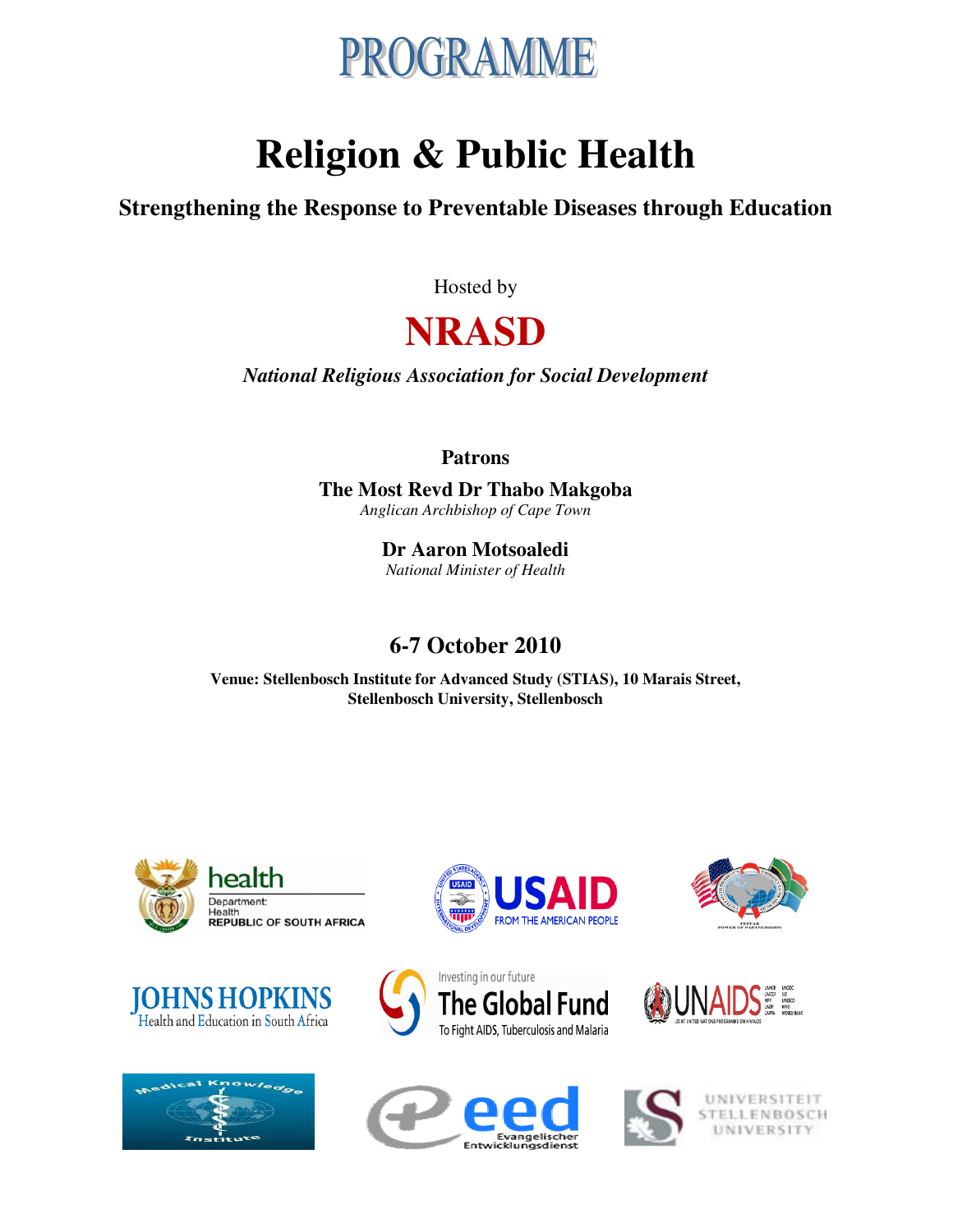# PROGRAMME

# Religion & Public Health

## Strengthening the Response to Preventable Diseases through Education

Hosted by

# NRASD

*National Religious Association for Social Development*

**Patrons**

**The Most Revd Dr Thabo Makgoba**
*Anglican Archbishop of Cape Town*

**Dr Aaron Motsoaledi**
*National Minister of Health*

## 6-7 October 2010

**Venue: Stellenbosch Institute for Advanced Study (STIAS), 10 Marais Street, Stellenbosch University, Stellenbosch**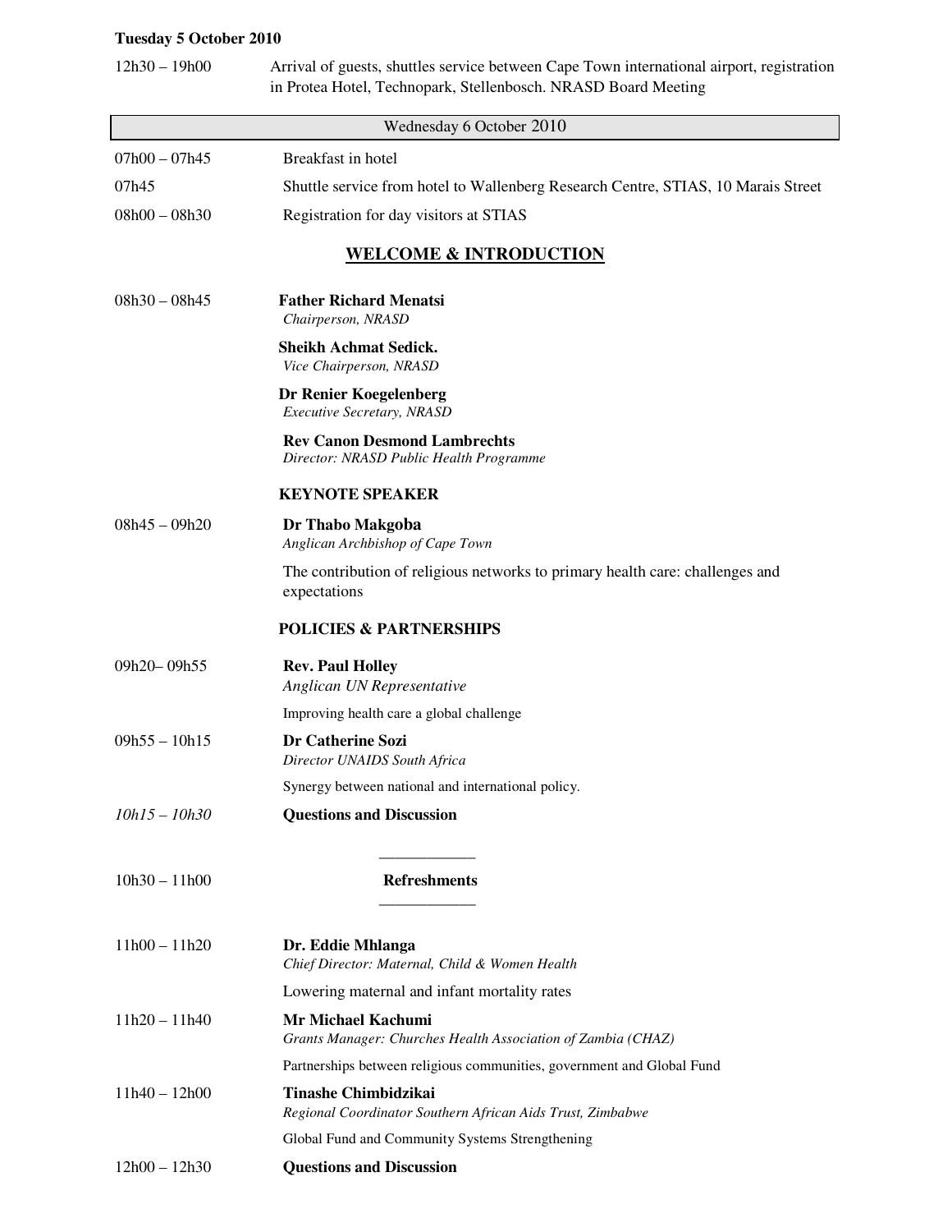**Tuesday 5 October 2010**

12h30 – 19h00 Arrival of guests, shuttles service between Cape Town international airport, registration in Protea Hotel, Technopark, Stellenbosch. NRASD Board Meeting

## Wednesday 6 October 2010

07h00 – 07h45 Breakfast in hotel

07h45 Shuttle service from hotel to Wallenberg Research Centre, STIAS, 10 Marais Street

08h00 – 08h30 Registration for day visitors at STIAS

### WELCOME & INTRODUCTION

08h30 – 08h45

**Father Richard Menatsi**
*Chairperson, NRASD*

**Sheikh Achmat Sedick.**
*Vice Chairperson, NRASD*

**Dr Renier Koegelenberg**
*Executive Secretary, NRASD*

**Rev Canon Desmond Lambrechts**
*Director: NRASD Public Health Programme*

**KEYNOTE SPEAKER**

08h45 – 09h20

**Dr Thabo Makgoba**
*Anglican Archbishop of Cape Town*

The contribution of religious networks to primary health care: challenges and expectations

**POLICIES & PARTNERSHIPS**

09h20– 09h55

**Rev. Paul Holley**
*Anglican UN Representative*

Improving health care a global challenge

09h55 – 10h15

**Dr Catherine Sozi**
*Director UNAIDS South Africa*

Synergy between national and international policy.

*10h15 – 10h30* **Questions and Discussion**

---

10h30 – 11h00 **Refreshments**

---

11h00 – 11h20

**Dr. Eddie Mhlanga**
*Chief Director: Maternal, Child & Women Health*

Lowering maternal and infant mortality rates

11h20 – 11h40

**Mr Michael Kachumi**
*Grants Manager: Churches Health Association of Zambia (CHAZ)*

Partnerships between religious communities, government and Global Fund

11h40 – 12h00

**Tinashe Chimbidzikai**
*Regional Coordinator Southern African Aids Trust, Zimbabwe*

Global Fund and Community Systems Strengthening

12h00 – 12h30 **Questions and Discussion**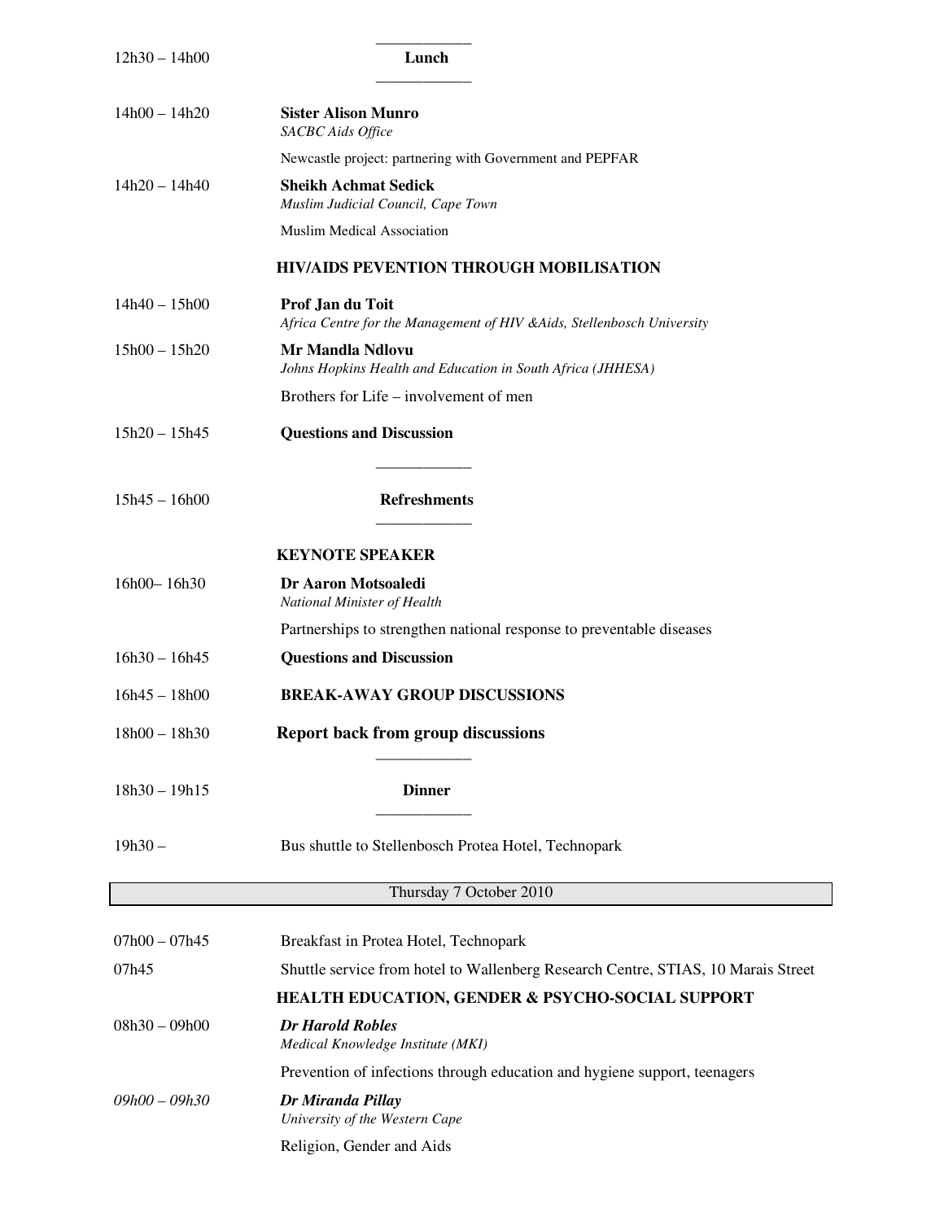| | |
|---|---|
| 12h30 – 14h00 | **Lunch** |
| 14h00 – 14h20 | **Sister Alison Munro**<br>*SACBC Aids Office*<br>Newcastle project: partnering with Government and PEPFAR |
| 14h20 – 14h40 | **Sheikh Achmat Sedick**<br>*Muslim Judicial Council, Cape Town*<br>Muslim Medical Association |
| | **HIV/AIDS PEVENTION THROUGH MOBILISATION** |
| 14h40 – 15h00 | **Prof Jan du Toit**<br>*Africa Centre for the Management of HIV &Aids, Stellenbosch University* |
| 15h00 – 15h20 | **Mr Mandla Ndlovu**<br>*Johns Hopkins Health and Education in South Africa (JHHESA)*<br>Brothers for Life – involvement of men |
| 15h20 – 15h45 | **Questions and Discussion** |
| 15h45 – 16h00 | **Refreshments** |
| | **KEYNOTE SPEAKER** |
| 16h00– 16h30 | **Dr Aaron Motsoaledi**<br>*National Minister of Health*<br>Partnerships to strengthen national response to preventable diseases |
| 16h30 – 16h45 | **Questions and Discussion** |
| 16h45 – 18h00 | **BREAK-AWAY GROUP DISCUSSIONS** |
| 18h00 – 18h30 | **Report back from group discussions** |
| 18h30 – 19h15 | **Dinner** |
| 19h30 – | Bus shuttle to Stellenbosch Protea Hotel, Technopark |

## Thursday 7 October 2010

| | |
|---|---|
| 07h00 – 07h45 | Breakfast in Protea Hotel, Technopark |
| 07h45 | Shuttle service from hotel to Wallenberg Research Centre, STIAS, 10 Marais Street |
| | **HEALTH EDUCATION, GENDER & PSYCHO-SOCIAL SUPPORT** |
| 08h30 – 09h00 | ***Dr Harold Robles***<br>*Medical Knowledge Institute (MKI)*<br>Prevention of infections through education and hygiene support, teenagers |
| *09h00 – 09h30* | ***Dr Miranda Pillay***<br>*University of the Western Cape*<br>Religion, Gender and Aids |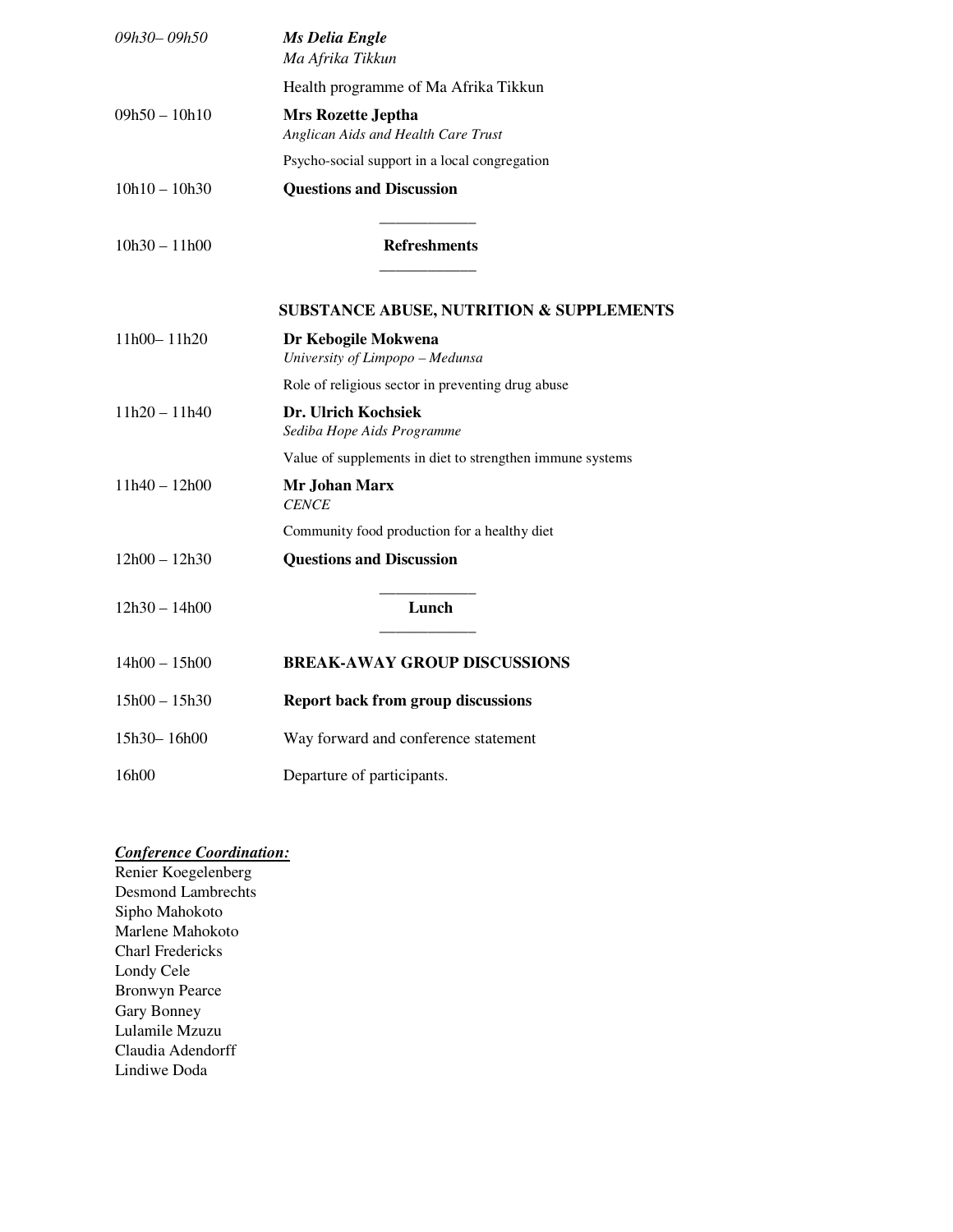| | |
|---|---|
| *09h30– 09h50* | ***Ms Delia Engle***<br>*Ma Afrika Tikkun*<br>Health programme of Ma Afrika Tikkun |
| 09h50 – 10h10 | **Mrs Rozette Jeptha**<br>*Anglican Aids and Health Care Trust*<br>Psycho-social support in a local congregation |
| 10h10 – 10h30 | **Questions and Discussion** |
| 10h30 – 11h00 | **Refreshments** |
| | **SUBSTANCE ABUSE, NUTRITION & SUPPLEMENTS** |
| 11h00– 11h20 | **Dr Kebogile Mokwena**<br>*University of Limpopo – Medunsa*<br>Role of religious sector in preventing drug abuse |
| 11h20 – 11h40 | **Dr. Ulrich Kochsiek**<br>*Sediba Hope Aids Programme*<br>Value of supplements in diet to strengthen immune systems |
| 11h40 – 12h00 | **Mr Johan Marx**<br>*CENCE*<br>Community food production for a healthy diet |
| 12h00 – 12h30 | **Questions and Discussion** |
| 12h30 – 14h00 | **Lunch** |
| 14h00 – 15h00 | **BREAK-AWAY GROUP DISCUSSIONS** |
| 15h00 – 15h30 | **Report back from group discussions** |
| 15h30– 16h00 | Way forward and conference statement |
| 16h00 | Departure of participants. |

***Conference Coordination:***

Renier Koegelenberg
Desmond Lambrechts
Sipho Mahokoto
Marlene Mahokoto
Charl Fredericks
Londy Cele
Bronwyn Pearce
Gary Bonney
Lulamile Mzuzu
Claudia Adendorff
Lindiwe Doda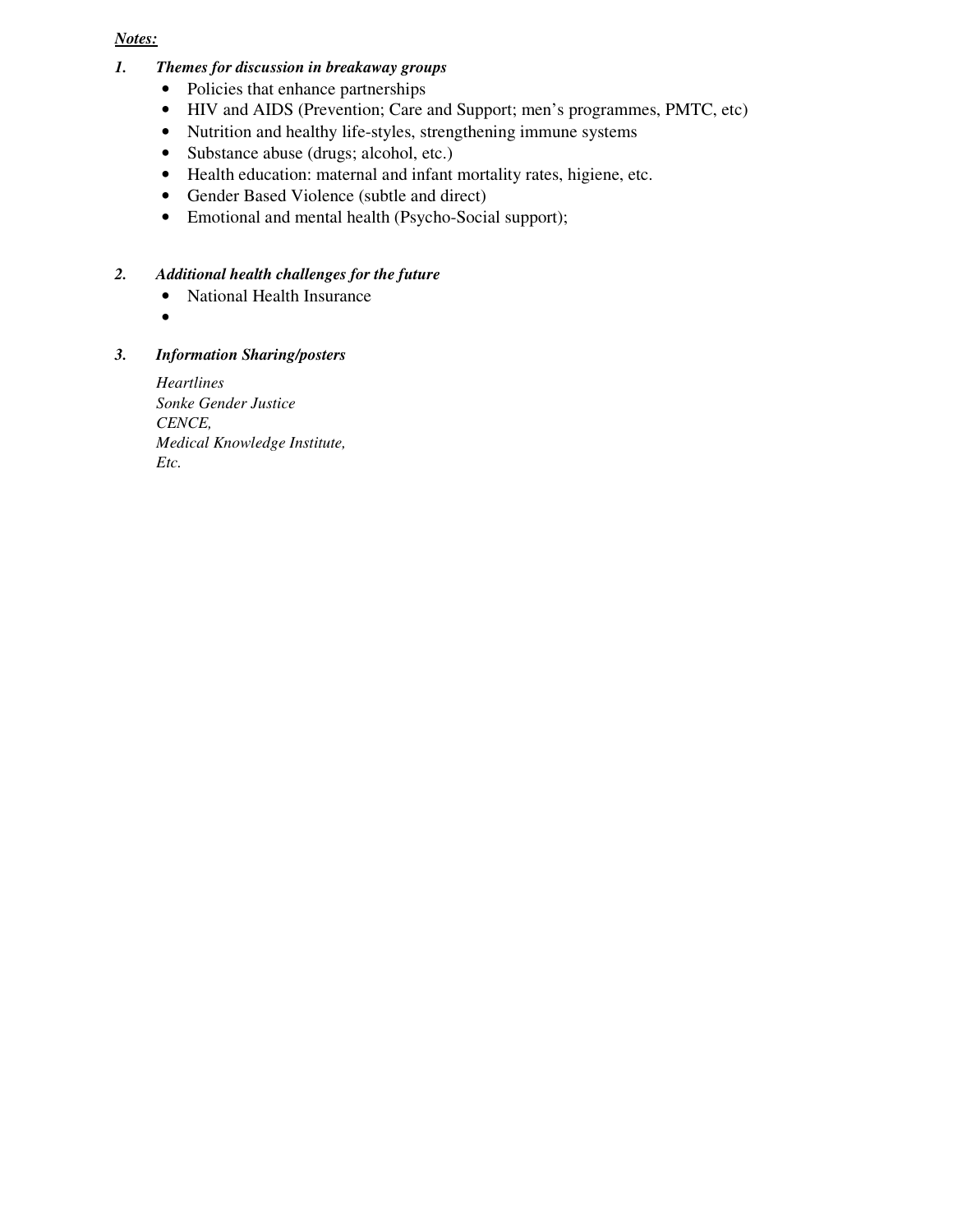***Notes:***

***1. Themes for discussion in breakaway groups***

- Policies that enhance partnerships
- HIV and AIDS (Prevention; Care and Support; men's programmes, PMTC, etc)
- Nutrition and healthy life-styles, strengthening immune systems
- Substance abuse (drugs; alcohol, etc.)
- Health education: maternal and infant mortality rates, higiene, etc.
- Gender Based Violence (subtle and direct)
- Emotional and mental health (Psycho-Social support);

***2. Additional health challenges for the future***

- National Health Insurance
-

***3. Information Sharing/posters***

*Heartlines*
*Sonke Gender Justice*
*CENCE,*
*Medical Knowledge Institute,*
*Etc.*